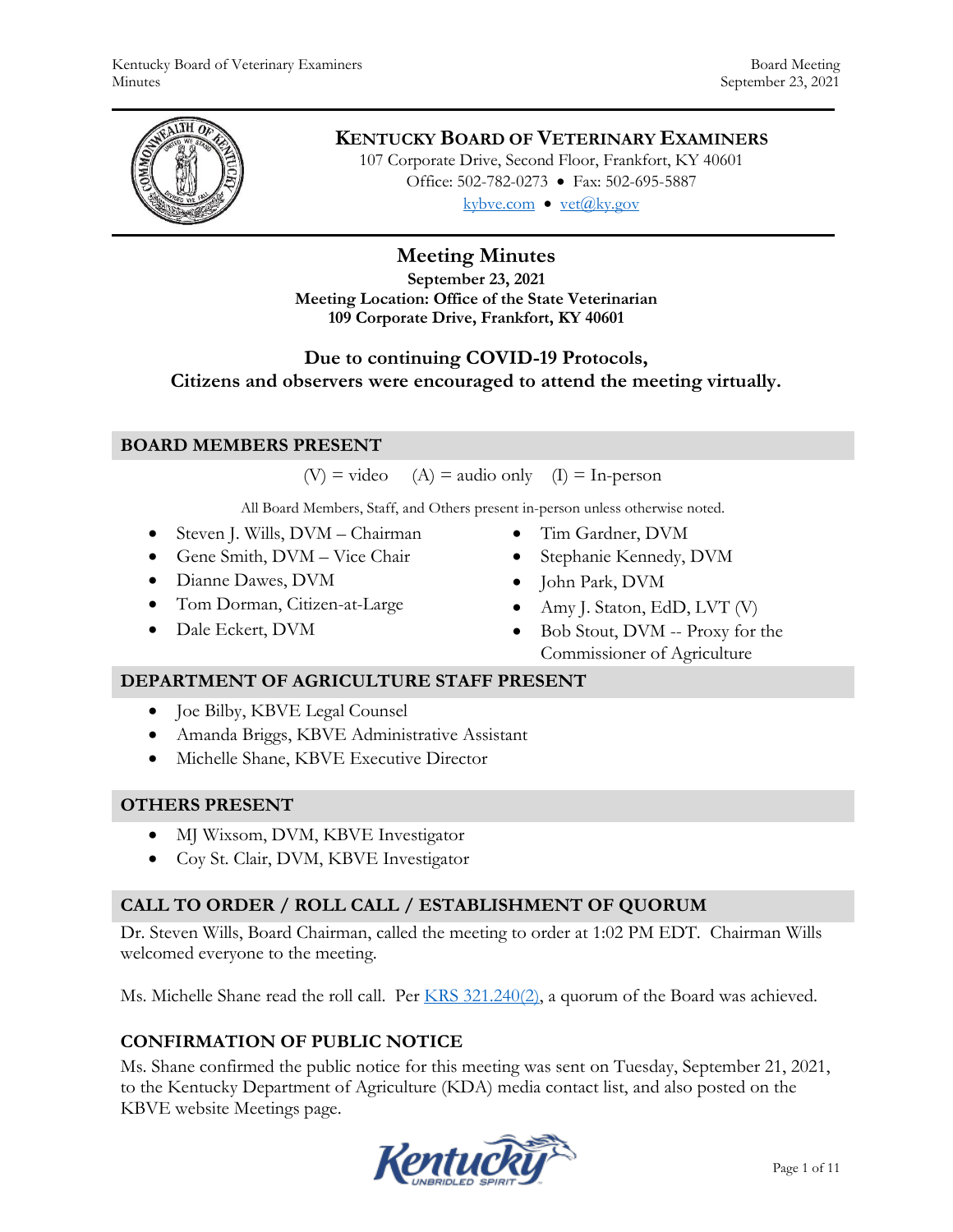# KENTUCKY BOARD OF VETERINARY EXAMINERS

107 Corporate Drive, Second Floor, Frankfort, KY 40601
Office: 502-782-0273 • Fax: 502-695-5887
kybve.com • vet@ky.gov

## Meeting Minutes

**September 23, 2021**
**Meeting Location: Office of the State Veterinarian**
**109 Corporate Drive, Frankfort, KY 40601**

**Due to continuing COVID-19 Protocols, Citizens and observers were encouraged to attend the meeting virtually.**

## BOARD MEMBERS PRESENT

(V) = video (A) = audio only (I) = In-person

All Board Members, Staff, and Others present in-person unless otherwise noted.

- Steven J. Wills, DVM – Chairman
- Gene Smith, DVM – Vice Chair
- Dianne Dawes, DVM
- Tom Dorman, Citizen-at-Large
- Dale Eckert, DVM
- Tim Gardner, DVM
- Stephanie Kennedy, DVM
- John Park, DVM
- Amy J. Staton, EdD, LVT (V)
- Bob Stout, DVM -- Proxy for the Commissioner of Agriculture

## DEPARTMENT OF AGRICULTURE STAFF PRESENT

- Joe Bilby, KBVE Legal Counsel
- Amanda Briggs, KBVE Administrative Assistant
- Michelle Shane, KBVE Executive Director

## OTHERS PRESENT

- MJ Wixsom, DVM, KBVE Investigator
- Coy St. Clair, DVM, KBVE Investigator

## CALL TO ORDER / ROLL CALL / ESTABLISHMENT OF QUORUM

Dr. Steven Wills, Board Chairman, called the meeting to order at 1:02 PM EDT. Chairman Wills welcomed everyone to the meeting.

Ms. Michelle Shane read the roll call. Per KRS 321.240(2), a quorum of the Board was achieved.

## CONFIRMATION OF PUBLIC NOTICE

Ms. Shane confirmed the public notice for this meeting was sent on Tuesday, September 21, 2021, to the Kentucky Department of Agriculture (KDA) media contact list, and also posted on the KBVE website Meetings page.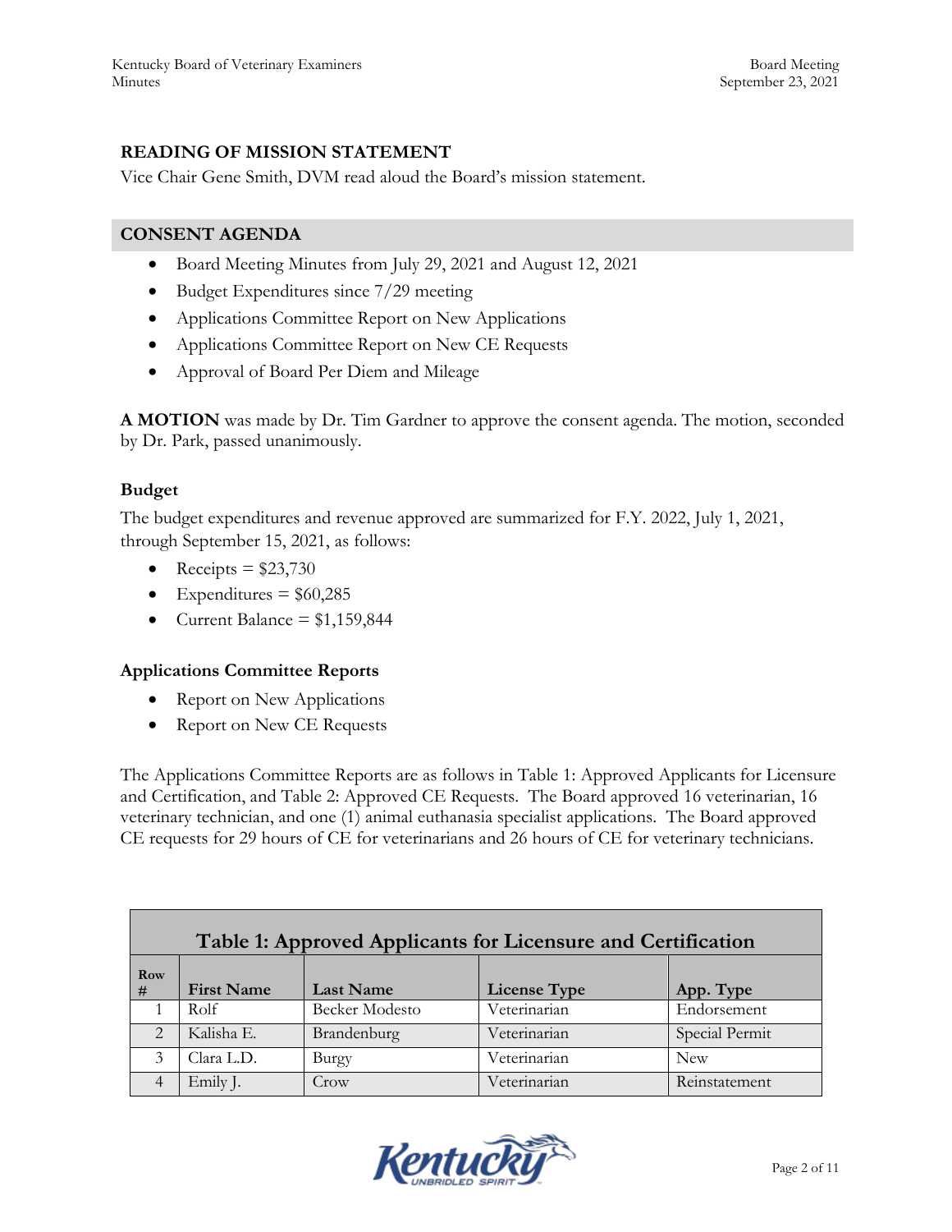## READING OF MISSION STATEMENT

Vice Chair Gene Smith, DVM read aloud the Board's mission statement.

## CONSENT AGENDA

- Board Meeting Minutes from July 29, 2021 and August 12, 2021
- Budget Expenditures since 7/29 meeting
- Applications Committee Report on New Applications
- Applications Committee Report on New CE Requests
- Approval of Board Per Diem and Mileage

**A MOTION** was made by Dr. Tim Gardner to approve the consent agenda. The motion, seconded by Dr. Park, passed unanimously.

### Budget

The budget expenditures and revenue approved are summarized for F.Y. 2022, July 1, 2021, through September 15, 2021, as follows:

- Receipts = $23,730
- Expenditures = $60,285
- Current Balance = $1,159,844

### Applications Committee Reports

- Report on New Applications
- Report on New CE Requests

The Applications Committee Reports are as follows in Table 1: Approved Applicants for Licensure and Certification, and Table 2: Approved CE Requests. The Board approved 16 veterinarian, 16 veterinary technician, and one (1) animal euthanasia specialist applications. The Board approved CE requests for 29 hours of CE for veterinarians and 26 hours of CE for veterinary technicians.

**Table 1: Approved Applicants for Licensure and Certification**

| Row # | First Name | Last Name | License Type | App. Type |
|---|---|---|---|---|
| 1 | Rolf | Becker Modesto | Veterinarian | Endorsement |
| 2 | Kalisha E. | Brandenburg | Veterinarian | Special Permit |
| 3 | Clara L.D. | Burgy | Veterinarian | New |
| 4 | Emily J. | Crow | Veterinarian | Reinstatement |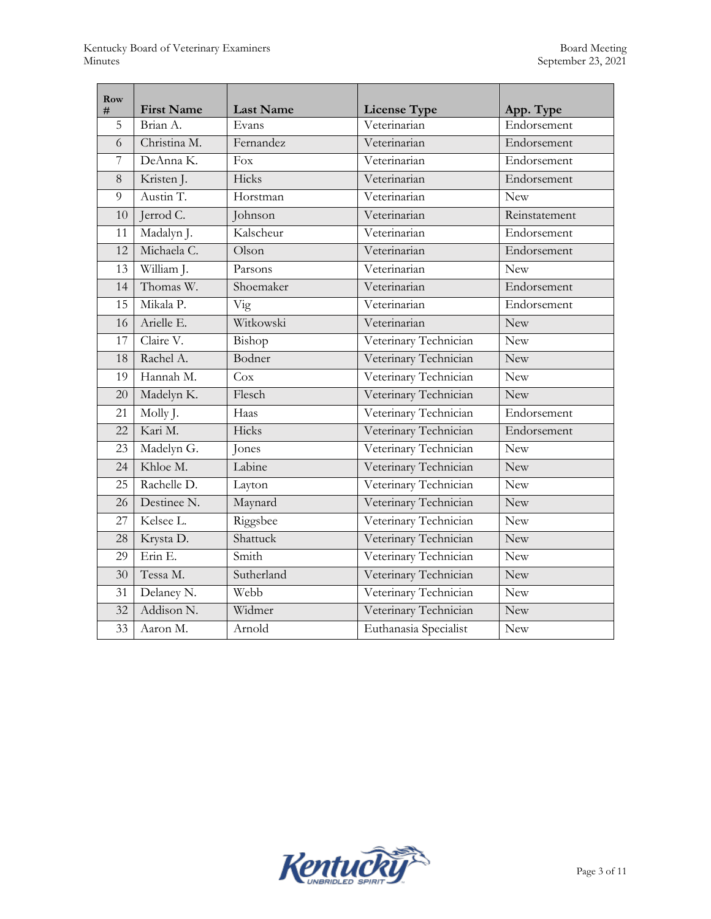| Row # | First Name | Last Name | License Type | App. Type |
|---|---|---|---|---|
| 5 | Brian A. | Evans | Veterinarian | Endorsement |
| 6 | Christina M. | Fernandez | Veterinarian | Endorsement |
| 7 | DeAnna K. | Fox | Veterinarian | Endorsement |
| 8 | Kristen J. | Hicks | Veterinarian | Endorsement |
| 9 | Austin T. | Horstman | Veterinarian | New |
| 10 | Jerrod C. | Johnson | Veterinarian | Reinstatement |
| 11 | Madalyn J. | Kalscheur | Veterinarian | Endorsement |
| 12 | Michaela C. | Olson | Veterinarian | Endorsement |
| 13 | William J. | Parsons | Veterinarian | New |
| 14 | Thomas W. | Shoemaker | Veterinarian | Endorsement |
| 15 | Mikala P. | Vig | Veterinarian | Endorsement |
| 16 | Arielle E. | Witkowski | Veterinarian | New |
| 17 | Claire V. | Bishop | Veterinary Technician | New |
| 18 | Rachel A. | Bodner | Veterinary Technician | New |
| 19 | Hannah M. | Cox | Veterinary Technician | New |
| 20 | Madelyn K. | Flesch | Veterinary Technician | New |
| 21 | Molly J. | Haas | Veterinary Technician | Endorsement |
| 22 | Kari M. | Hicks | Veterinary Technician | Endorsement |
| 23 | Madelyn G. | Jones | Veterinary Technician | New |
| 24 | Khloe M. | Labine | Veterinary Technician | New |
| 25 | Rachelle D. | Layton | Veterinary Technician | New |
| 26 | Destinee N. | Maynard | Veterinary Technician | New |
| 27 | Kelsee L. | Riggsbee | Veterinary Technician | New |
| 28 | Krysta D. | Shattuck | Veterinary Technician | New |
| 29 | Erin E. | Smith | Veterinary Technician | New |
| 30 | Tessa M. | Sutherland | Veterinary Technician | New |
| 31 | Delaney N. | Webb | Veterinary Technician | New |
| 32 | Addison N. | Widmer | Veterinary Technician | New |
| 33 | Aaron M. | Arnold | Euthanasia Specialist | New |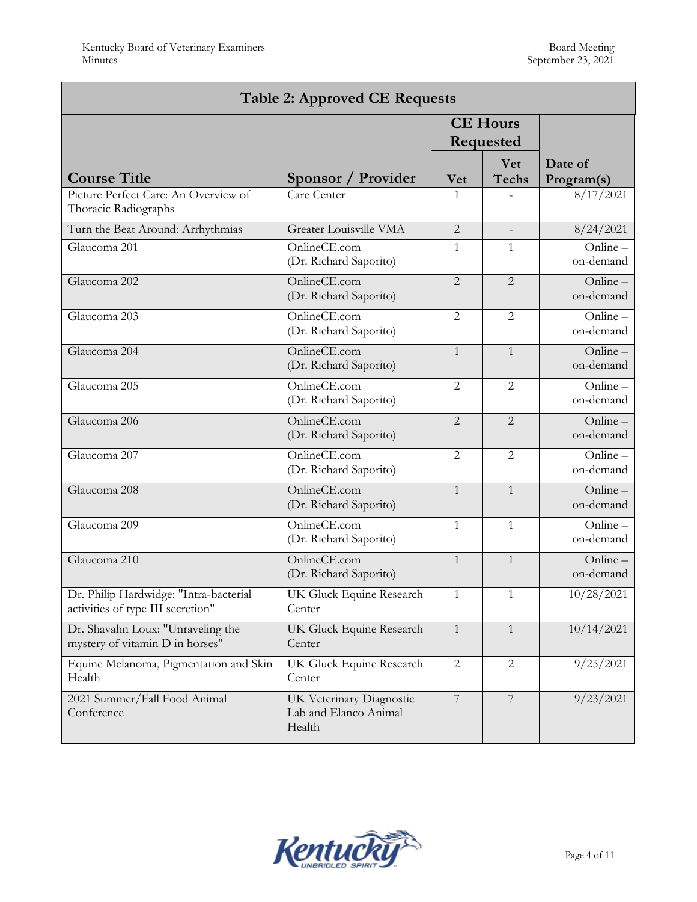**Table 2: Approved CE Requests**

| Course Title | Sponsor / Provider | CE Hours Requested | | Date of Program(s) |
|---|---|---|---|---|
| | | Vet | Vet Techs | |
| Picture Perfect Care: An Overview of Thoracic Radiographs | Care Center | 1 | - | 8/17/2021 |
| Turn the Beat Around: Arrhythmias | Greater Louisville VMA | 2 | - | 8/24/2021 |
| Glaucoma 201 | OnlineCE.com (Dr. Richard Saporito) | 1 | 1 | Online – on-demand |
| Glaucoma 202 | OnlineCE.com (Dr. Richard Saporito) | 2 | 2 | Online – on-demand |
| Glaucoma 203 | OnlineCE.com (Dr. Richard Saporito) | 2 | 2 | Online – on-demand |
| Glaucoma 204 | OnlineCE.com (Dr. Richard Saporito) | 1 | 1 | Online – on-demand |
| Glaucoma 205 | OnlineCE.com (Dr. Richard Saporito) | 2 | 2 | Online – on-demand |
| Glaucoma 206 | OnlineCE.com (Dr. Richard Saporito) | 2 | 2 | Online – on-demand |
| Glaucoma 207 | OnlineCE.com (Dr. Richard Saporito) | 2 | 2 | Online – on-demand |
| Glaucoma 208 | OnlineCE.com (Dr. Richard Saporito) | 1 | 1 | Online – on-demand |
| Glaucoma 209 | OnlineCE.com (Dr. Richard Saporito) | 1 | 1 | Online – on-demand |
| Glaucoma 210 | OnlineCE.com (Dr. Richard Saporito) | 1 | 1 | Online – on-demand |
| Dr. Philip Hardwidge: "Intra-bacterial activities of type III secretion" | UK Gluck Equine Research Center | 1 | 1 | 10/28/2021 |
| Dr. Shavahn Loux: "Unraveling the mystery of vitamin D in horses" | UK Gluck Equine Research Center | 1 | 1 | 10/14/2021 |
| Equine Melanoma, Pigmentation and Skin Health | UK Gluck Equine Research Center | 2 | 2 | 9/25/2021 |
| 2021 Summer/Fall Food Animal Conference | UK Veterinary Diagnostic Lab and Elanco Animal Health | 7 | 7 | 9/23/2021 |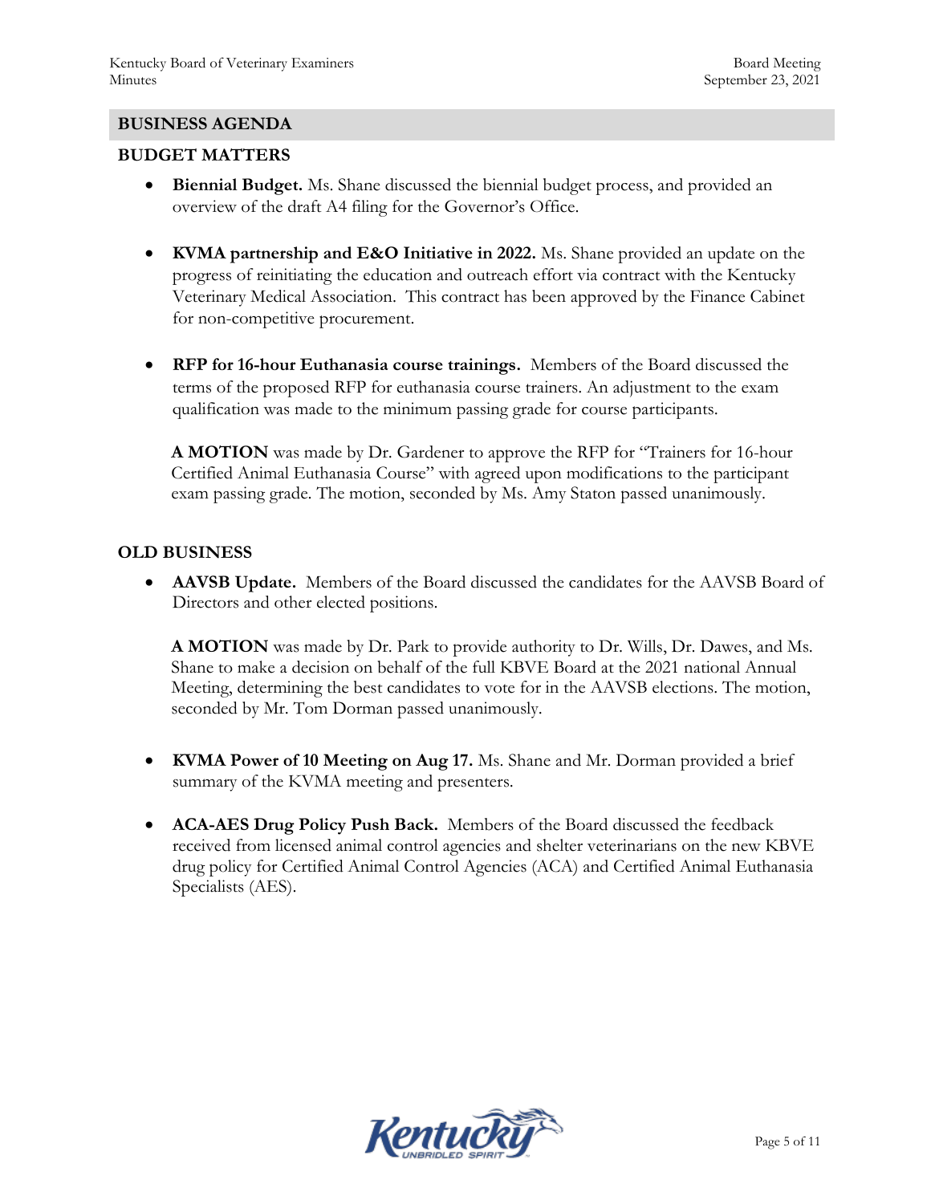## BUSINESS AGENDA

### BUDGET MATTERS

- **Biennial Budget.** Ms. Shane discussed the biennial budget process, and provided an overview of the draft A4 filing for the Governor's Office.

- **KVMA partnership and E&O Initiative in 2022.** Ms. Shane provided an update on the progress of reinitiating the education and outreach effort via contract with the Kentucky Veterinary Medical Association. This contract has been approved by the Finance Cabinet for non-competitive procurement.

- **RFP for 16-hour Euthanasia course trainings.** Members of the Board discussed the terms of the proposed RFP for euthanasia course trainers. An adjustment to the exam qualification was made to the minimum passing grade for course participants.

  **A MOTION** was made by Dr. Gardener to approve the RFP for "Trainers for 16-hour Certified Animal Euthanasia Course" with agreed upon modifications to the participant exam passing grade. The motion, seconded by Ms. Amy Staton passed unanimously.

### OLD BUSINESS

- **AAVSB Update.** Members of the Board discussed the candidates for the AAVSB Board of Directors and other elected positions.

  **A MOTION** was made by Dr. Park to provide authority to Dr. Wills, Dr. Dawes, and Ms. Shane to make a decision on behalf of the full KBVE Board at the 2021 national Annual Meeting, determining the best candidates to vote for in the AAVSB elections. The motion, seconded by Mr. Tom Dorman passed unanimously.

- **KVMA Power of 10 Meeting on Aug 17.** Ms. Shane and Mr. Dorman provided a brief summary of the KVMA meeting and presenters.

- **ACA-AES Drug Policy Push Back.** Members of the Board discussed the feedback received from licensed animal control agencies and shelter veterinarians on the new KBVE drug policy for Certified Animal Control Agencies (ACA) and Certified Animal Euthanasia Specialists (AES).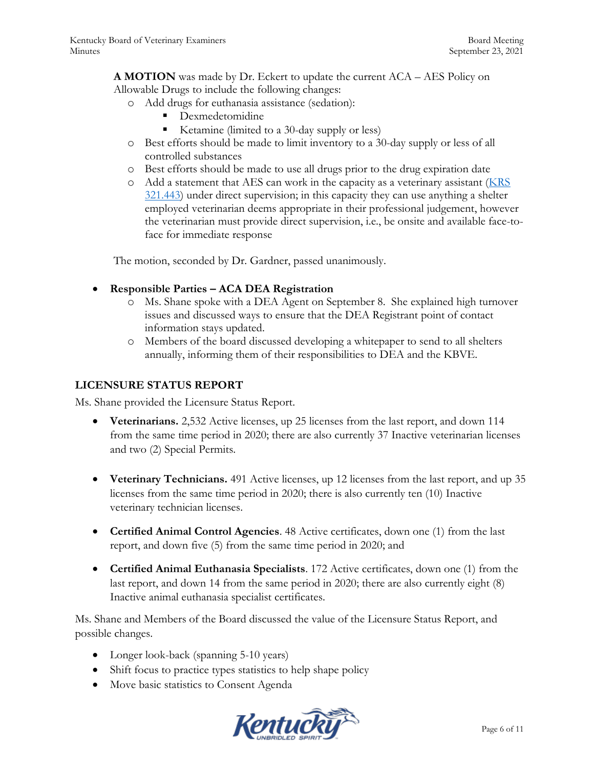**A MOTION** was made by Dr. Eckert to update the current ACA – AES Policy on Allowable Drugs to include the following changes:

- Add drugs for euthanasia assistance (sedation):
  - Dexmedetomidine
  - Ketamine (limited to a 30-day supply or less)
- Best efforts should be made to limit inventory to a 30-day supply or less of all controlled substances
- Best efforts should be made to use all drugs prior to the drug expiration date
- Add a statement that AES can work in the capacity as a veterinary assistant ([KRS 321.443](KRS 321.443)) under direct supervision; in this capacity they can use anything a shelter employed veterinarian deems appropriate in their professional judgement, however the veterinarian must provide direct supervision, i.e., be onsite and available face-to-face for immediate response

The motion, seconded by Dr. Gardner, passed unanimously.

- **Responsible Parties – ACA DEA Registration**
  - Ms. Shane spoke with a DEA Agent on September 8. She explained high turnover issues and discussed ways to ensure that the DEA Registrant point of contact information stays updated.
  - Members of the board discussed developing a whitepaper to send to all shelters annually, informing them of their responsibilities to DEA and the KBVE.

## LICENSURE STATUS REPORT

Ms. Shane provided the Licensure Status Report.

- **Veterinarians.** 2,532 Active licenses, up 25 licenses from the last report, and down 114 from the same time period in 2020; there are also currently 37 Inactive veterinarian licenses and two (2) Special Permits.

- **Veterinary Technicians.** 491 Active licenses, up 12 licenses from the last report, and up 35 licenses from the same time period in 2020; there is also currently ten (10) Inactive veterinary technician licenses.

- **Certified Animal Control Agencies**. 48 Active certificates, down one (1) from the last report, and down five (5) from the same time period in 2020; and

- **Certified Animal Euthanasia Specialists**. 172 Active certificates, down one (1) from the last report, and down 14 from the same period in 2020; there are also currently eight (8) Inactive animal euthanasia specialist certificates.

Ms. Shane and Members of the Board discussed the value of the Licensure Status Report, and possible changes.

- Longer look-back (spanning 5-10 years)
- Shift focus to practice types statistics to help shape policy
- Move basic statistics to Consent Agenda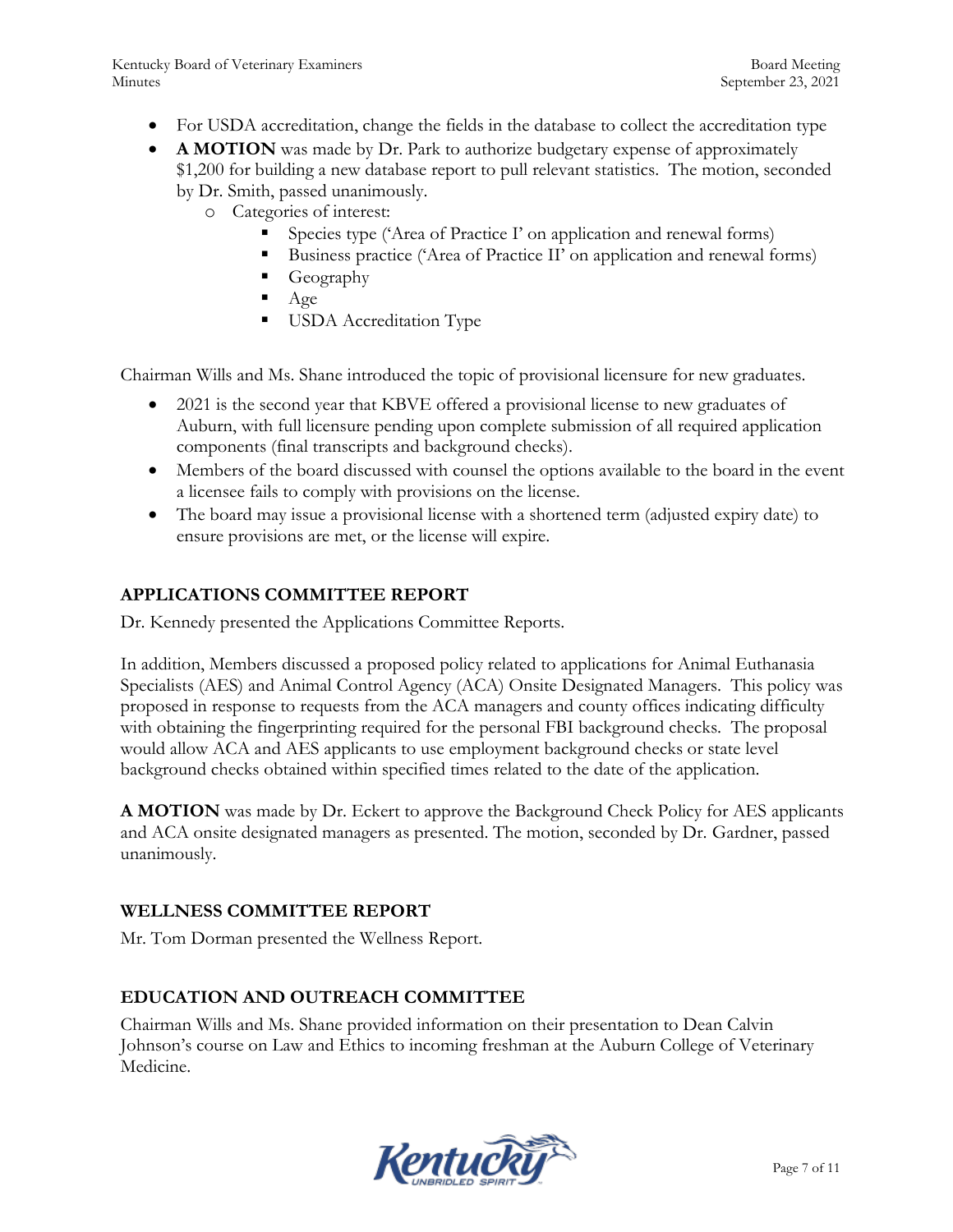- For USDA accreditation, change the fields in the database to collect the accreditation type
- **A MOTION** was made by Dr. Park to authorize budgetary expense of approximately $1,200 for building a new database report to pull relevant statistics. The motion, seconded by Dr. Smith, passed unanimously.
    - Categories of interest:
        - Species type ('Area of Practice I' on application and renewal forms)
        - Business practice ('Area of Practice II' on application and renewal forms)
        - Geography
        - Age
        - USDA Accreditation Type

Chairman Wills and Ms. Shane introduced the topic of provisional licensure for new graduates.

- 2021 is the second year that KBVE offered a provisional license to new graduates of Auburn, with full licensure pending upon complete submission of all required application components (final transcripts and background checks).
- Members of the board discussed with counsel the options available to the board in the event a licensee fails to comply with provisions on the license.
- The board may issue a provisional license with a shortened term (adjusted expiry date) to ensure provisions are met, or the license will expire.

## APPLICATIONS COMMITTEE REPORT

Dr. Kennedy presented the Applications Committee Reports.

In addition, Members discussed a proposed policy related to applications for Animal Euthanasia Specialists (AES) and Animal Control Agency (ACA) Onsite Designated Managers. This policy was proposed in response to requests from the ACA managers and county offices indicating difficulty with obtaining the fingerprinting required for the personal FBI background checks. The proposal would allow ACA and AES applicants to use employment background checks or state level background checks obtained within specified times related to the date of the application.

**A MOTION** was made by Dr. Eckert to approve the Background Check Policy for AES applicants and ACA onsite designated managers as presented. The motion, seconded by Dr. Gardner, passed unanimously.

## WELLNESS COMMITTEE REPORT

Mr. Tom Dorman presented the Wellness Report.

## EDUCATION AND OUTREACH COMMITTEE

Chairman Wills and Ms. Shane provided information on their presentation to Dean Calvin Johnson's course on Law and Ethics to incoming freshman at the Auburn College of Veterinary Medicine.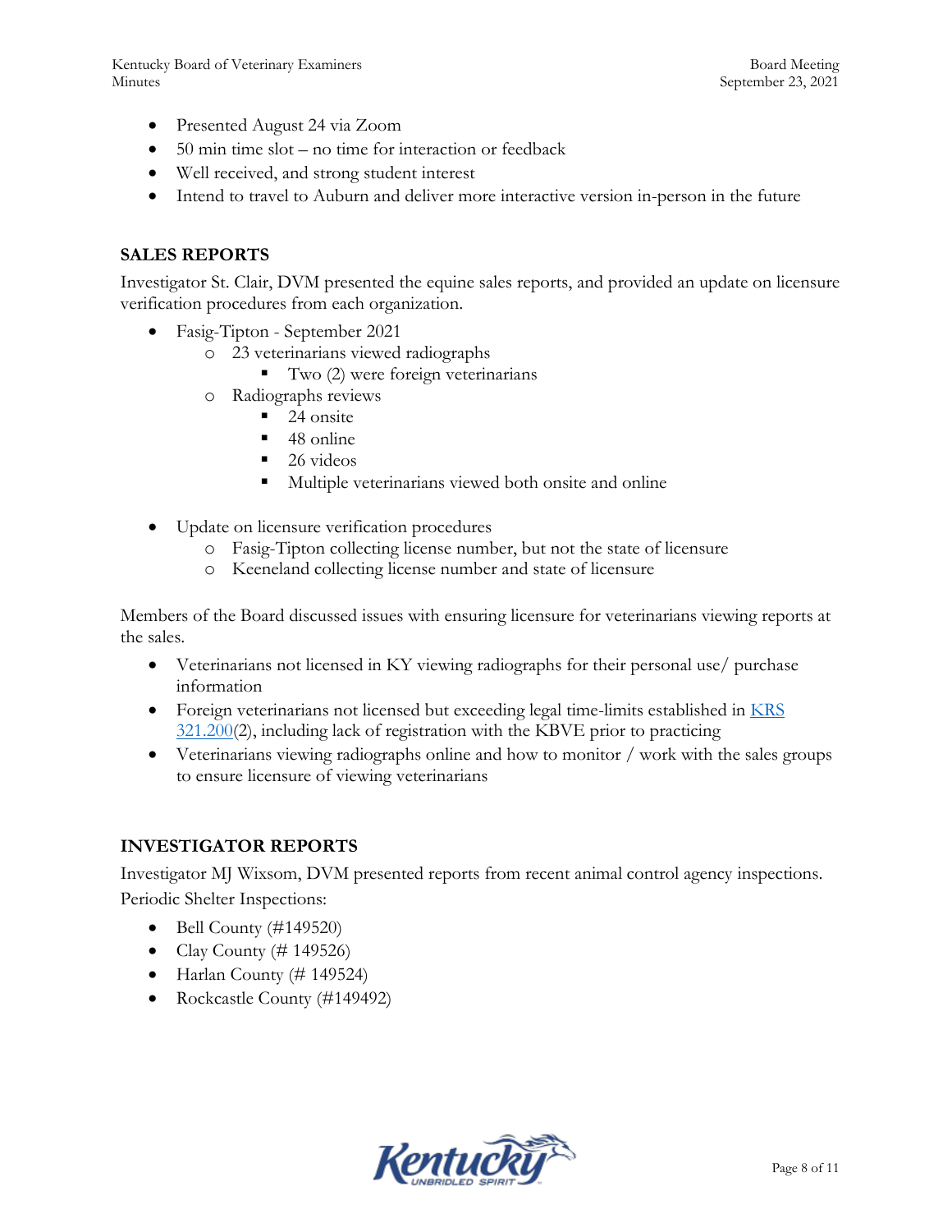- Presented August 24 via Zoom
- 50 min time slot – no time for interaction or feedback
- Well received, and strong student interest
- Intend to travel to Auburn and deliver more interactive version in-person in the future

## SALES REPORTS

Investigator St. Clair, DVM presented the equine sales reports, and provided an update on licensure verification procedures from each organization.

- Fasig-Tipton - September 2021
  - 23 veterinarians viewed radiographs
    - Two (2) were foreign veterinarians
  - Radiographs reviews
    - 24 onsite
    - 48 online
    - 26 videos
    - Multiple veterinarians viewed both onsite and online

- Update on licensure verification procedures
  - Fasig-Tipton collecting license number, but not the state of licensure
  - Keeneland collecting license number and state of licensure

Members of the Board discussed issues with ensuring licensure for veterinarians viewing reports at the sales.

- Veterinarians not licensed in KY viewing radiographs for their personal use/ purchase information
- Foreign veterinarians not licensed but exceeding legal time-limits established in KRS 321.200(2), including lack of registration with the KBVE prior to practicing
- Veterinarians viewing radiographs online and how to monitor / work with the sales groups to ensure licensure of viewing veterinarians

## INVESTIGATOR REPORTS

Investigator MJ Wixsom, DVM presented reports from recent animal control agency inspections.

Periodic Shelter Inspections:

- Bell County (#149520)
- Clay County (# 149526)
- Harlan County (# 149524)
- Rockcastle County (#149492)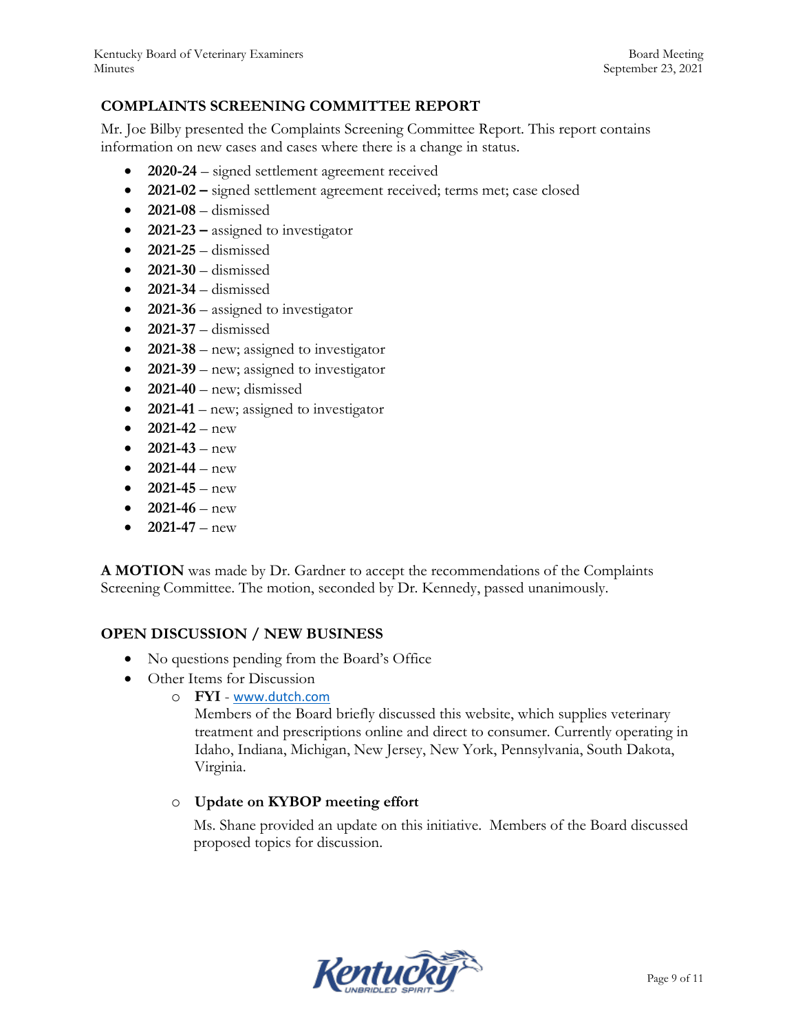## COMPLAINTS SCREENING COMMITTEE REPORT

Mr. Joe Bilby presented the Complaints Screening Committee Report. This report contains information on new cases and cases where there is a change in status.

- **2020-24** – signed settlement agreement received
- **2021-02 –** signed settlement agreement received; terms met; case closed
- **2021-08** – dismissed
- **2021-23 –** assigned to investigator
- **2021-25** – dismissed
- **2021-30** – dismissed
- **2021-34** – dismissed
- **2021-36** – assigned to investigator
- **2021-37** – dismissed
- **2021-38** – new; assigned to investigator
- **2021-39** – new; assigned to investigator
- **2021-40** – new; dismissed
- **2021-41** – new; assigned to investigator
- **2021-42** – new
- **2021-43** – new
- **2021-44** – new
- **2021-45** – new
- **2021-46** – new
- **2021-47** – new

**A MOTION** was made by Dr. Gardner to accept the recommendations of the Complaints Screening Committee. The motion, seconded by Dr. Kennedy, passed unanimously.

## OPEN DISCUSSION / NEW BUSINESS

- No questions pending from the Board's Office
- Other Items for Discussion
  - **FYI** - www.dutch.com

    Members of the Board briefly discussed this website, which supplies veterinary treatment and prescriptions online and direct to consumer. Currently operating in Idaho, Indiana, Michigan, New Jersey, New York, Pennsylvania, South Dakota, Virginia.

  - **Update on KYBOP meeting effort**

    Ms. Shane provided an update on this initiative. Members of the Board discussed proposed topics for discussion.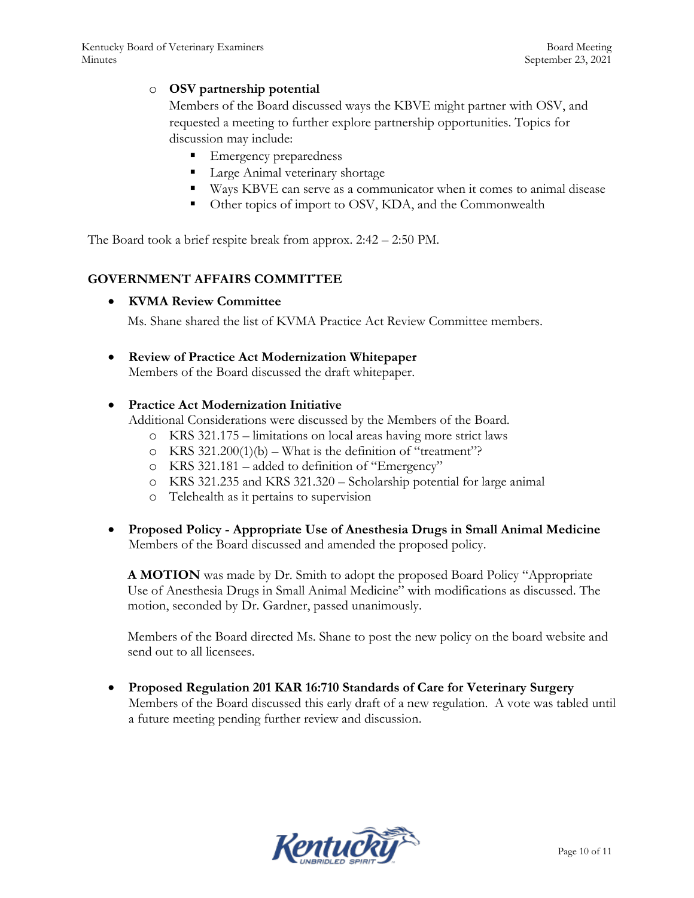- **OSV partnership potential**

  Members of the Board discussed ways the KBVE might partner with OSV, and requested a meeting to further explore partnership opportunities. Topics for discussion may include:

  - Emergency preparedness
  - Large Animal veterinary shortage
  - Ways KBVE can serve as a communicator when it comes to animal disease
  - Other topics of import to OSV, KDA, and the Commonwealth

The Board took a brief respite break from approx. 2:42 – 2:50 PM.

## GOVERNMENT AFFAIRS COMMITTEE

- **KVMA Review Committee**

  Ms. Shane shared the list of KVMA Practice Act Review Committee members.

- **Review of Practice Act Modernization Whitepaper**

  Members of the Board discussed the draft whitepaper.

- **Practice Act Modernization Initiative**

  Additional Considerations were discussed by the Members of the Board.

  - KRS 321.175 – limitations on local areas having more strict laws
  - KRS 321.200(1)(b) – What is the definition of "treatment"?
  - KRS 321.181 – added to definition of "Emergency"
  - KRS 321.235 and KRS 321.320 – Scholarship potential for large animal
  - Telehealth as it pertains to supervision

- **Proposed Policy - Appropriate Use of Anesthesia Drugs in Small Animal Medicine**

  Members of the Board discussed and amended the proposed policy.

  **A MOTION** was made by Dr. Smith to adopt the proposed Board Policy "Appropriate Use of Anesthesia Drugs in Small Animal Medicine" with modifications as discussed. The motion, seconded by Dr. Gardner, passed unanimously.

  Members of the Board directed Ms. Shane to post the new policy on the board website and send out to all licensees.

- **Proposed Regulation 201 KAR 16:710 Standards of Care for Veterinary Surgery**

  Members of the Board discussed this early draft of a new regulation. A vote was tabled until a future meeting pending further review and discussion.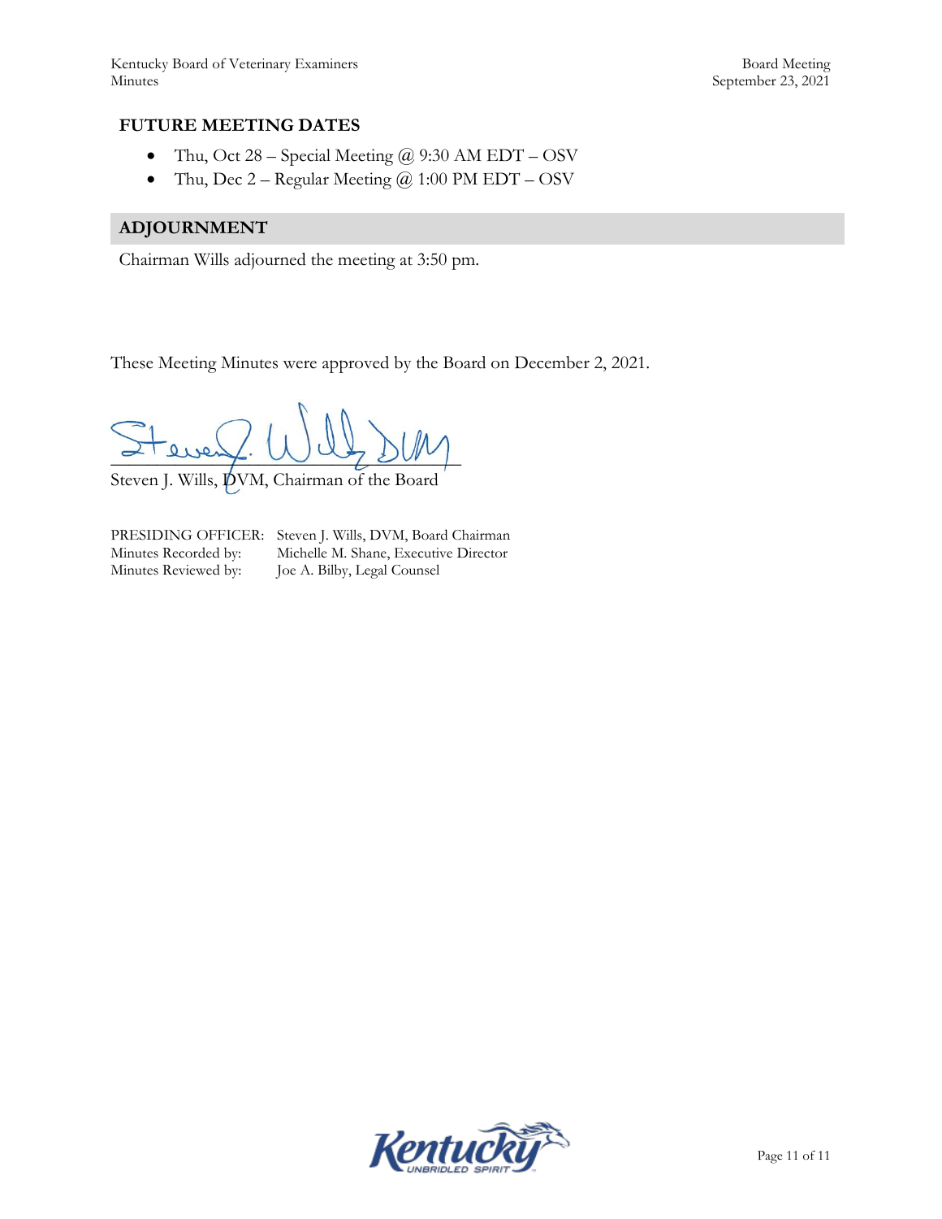## FUTURE MEETING DATES

- Thu, Oct 28 – Special Meeting @ 9:30 AM EDT – OSV
- Thu, Dec 2 – Regular Meeting @ 1:00 PM EDT – OSV

## ADJOURNMENT

Chairman Wills adjourned the meeting at 3:50 pm.

These Meeting Minutes were approved by the Board on December 2, 2021.

Steven J. Wills, DVM, Chairman of the Board

PRESIDING OFFICER: Steven J. Wills, DVM, Board Chairman
Minutes Recorded by: Michelle M. Shane, Executive Director
Minutes Reviewed by: Joe A. Bilby, Legal Counsel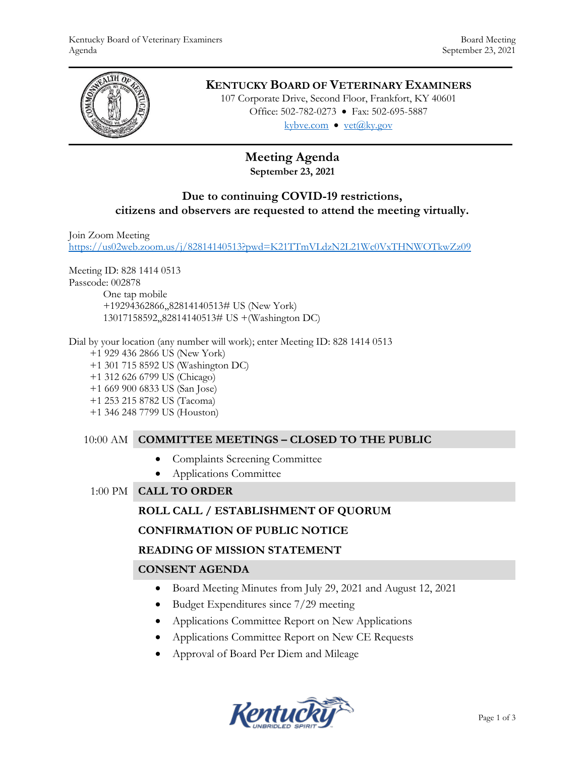# KENTUCKY BOARD OF VETERINARY EXAMINERS

107 Corporate Drive, Second Floor, Frankfort, KY 40601
Office: 502-782-0273 • Fax: 502-695-5887
kybve.com • vet@ky.gov

## Meeting Agenda

**September 23, 2021**

### Due to continuing COVID-19 restrictions, citizens and observers are requested to attend the meeting virtually.

Join Zoom Meeting
https://us02web.zoom.us/j/82814140513?pwd=K21TTmVLdzN2L21Wc0VxTHNWOTkwZz09

Meeting ID: 828 1414 0513
Passcode: 002878

One tap mobile
+19294362866,,82814140513# US (New York)
13017158592,,82814140513# US +(Washington DC)

Dial by your location (any number will work); enter Meeting ID: 828 1414 0513

+1 929 436 2866 US (New York)
+1 301 715 8592 US (Washington DC)
+1 312 626 6799 US (Chicago)
+1 669 900 6833 US (San Jose)
+1 253 215 8782 US (Tacoma)
+1 346 248 7799 US (Houston)

10:00 AM **COMMITTEE MEETINGS – CLOSED TO THE PUBLIC**

- Complaints Screening Committee
- Applications Committee

1:00 PM **CALL TO ORDER**

**ROLL CALL / ESTABLISHMENT OF QUORUM**

**CONFIRMATION OF PUBLIC NOTICE**

**READING OF MISSION STATEMENT**

**CONSENT AGENDA**

- Board Meeting Minutes from July 29, 2021 and August 12, 2021
- Budget Expenditures since 7/29 meeting
- Applications Committee Report on New Applications
- Applications Committee Report on New CE Requests
- Approval of Board Per Diem and Mileage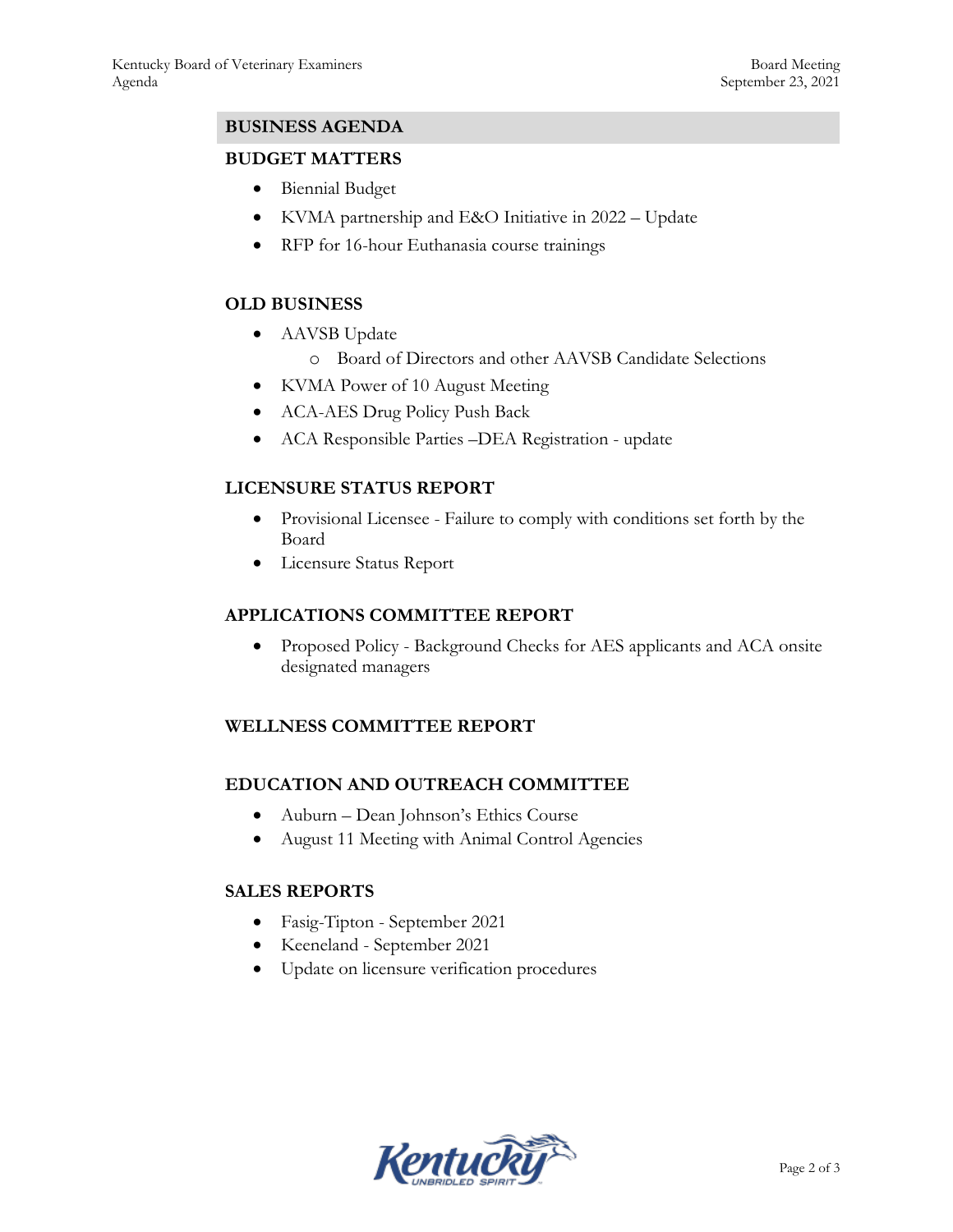## BUSINESS AGENDA

### BUDGET MATTERS

- Biennial Budget
- KVMA partnership and E&O Initiative in 2022 – Update
- RFP for 16-hour Euthanasia course trainings

### OLD BUSINESS

- AAVSB Update
  - Board of Directors and other AAVSB Candidate Selections
- KVMA Power of 10 August Meeting
- ACA-AES Drug Policy Push Back
- ACA Responsible Parties –DEA Registration - update

### LICENSURE STATUS REPORT

- Provisional Licensee - Failure to comply with conditions set forth by the Board
- Licensure Status Report

### APPLICATIONS COMMITTEE REPORT

- Proposed Policy - Background Checks for AES applicants and ACA onsite designated managers

### WELLNESS COMMITTEE REPORT

### EDUCATION AND OUTREACH COMMITTEE

- Auburn – Dean Johnson's Ethics Course
- August 11 Meeting with Animal Control Agencies

### SALES REPORTS

- Fasig-Tipton - September 2021
- Keeneland - September 2021
- Update on licensure verification procedures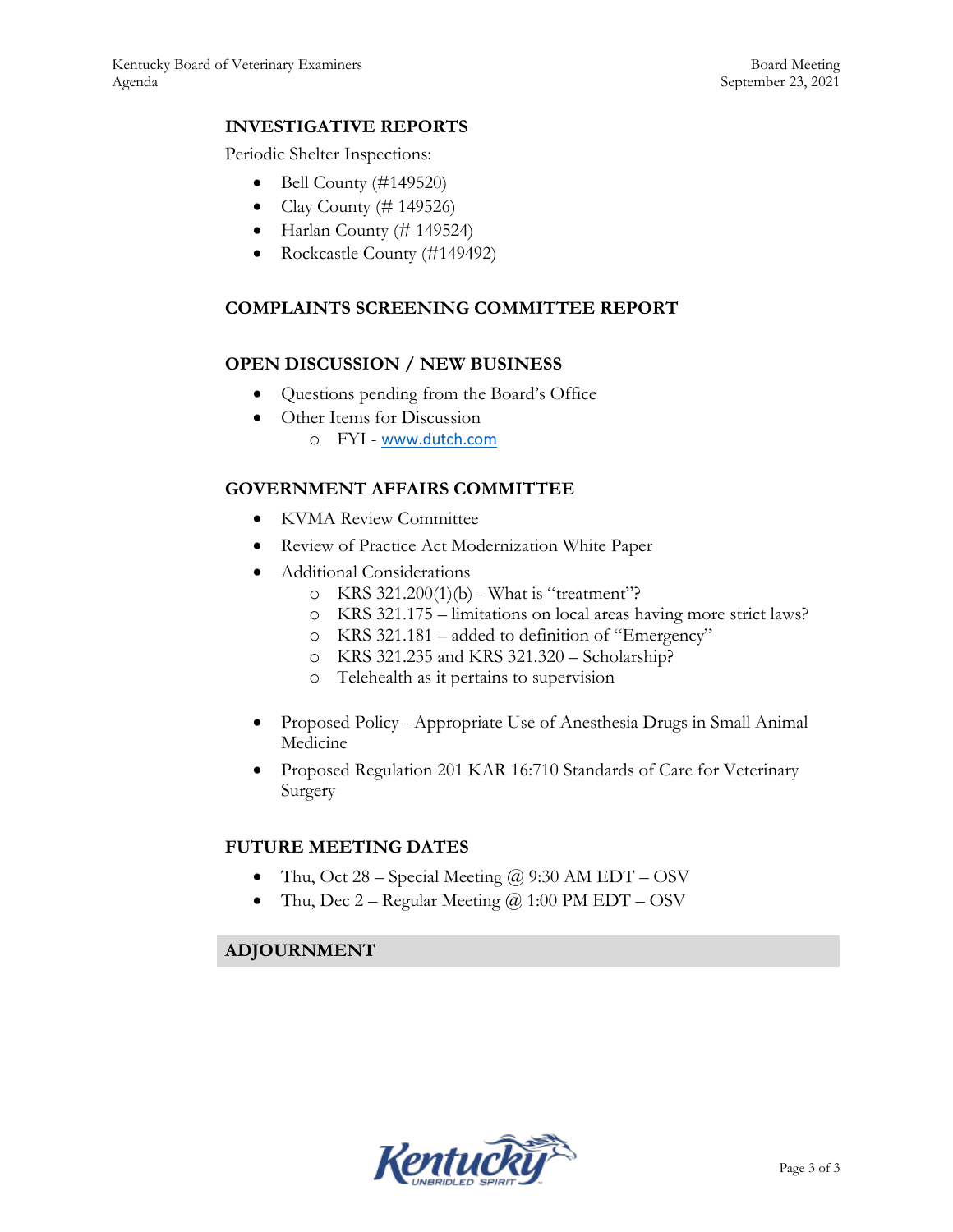## INVESTIGATIVE REPORTS

Periodic Shelter Inspections:

- Bell County (#149520)
- Clay County (# 149526)
- Harlan County (# 149524)
- Rockcastle County (#149492)

## COMPLAINTS SCREENING COMMITTEE REPORT

## OPEN DISCUSSION / NEW BUSINESS

- Questions pending from the Board's Office
- Other Items for Discussion
  - FYI - www.dutch.com

## GOVERNMENT AFFAIRS COMMITTEE

- KVMA Review Committee
- Review of Practice Act Modernization White Paper
- Additional Considerations
  - KRS 321.200(1)(b) - What is "treatment"?
  - KRS 321.175 – limitations on local areas having more strict laws?
  - KRS 321.181 – added to definition of "Emergency"
  - KRS 321.235 and KRS 321.320 – Scholarship?
  - Telehealth as it pertains to supervision
- Proposed Policy - Appropriate Use of Anesthesia Drugs in Small Animal Medicine
- Proposed Regulation 201 KAR 16:710 Standards of Care for Veterinary Surgery

## FUTURE MEETING DATES

- Thu, Oct 28 – Special Meeting @ 9:30 AM EDT – OSV
- Thu, Dec 2 – Regular Meeting @ 1:00 PM EDT – OSV

## ADJOURNMENT